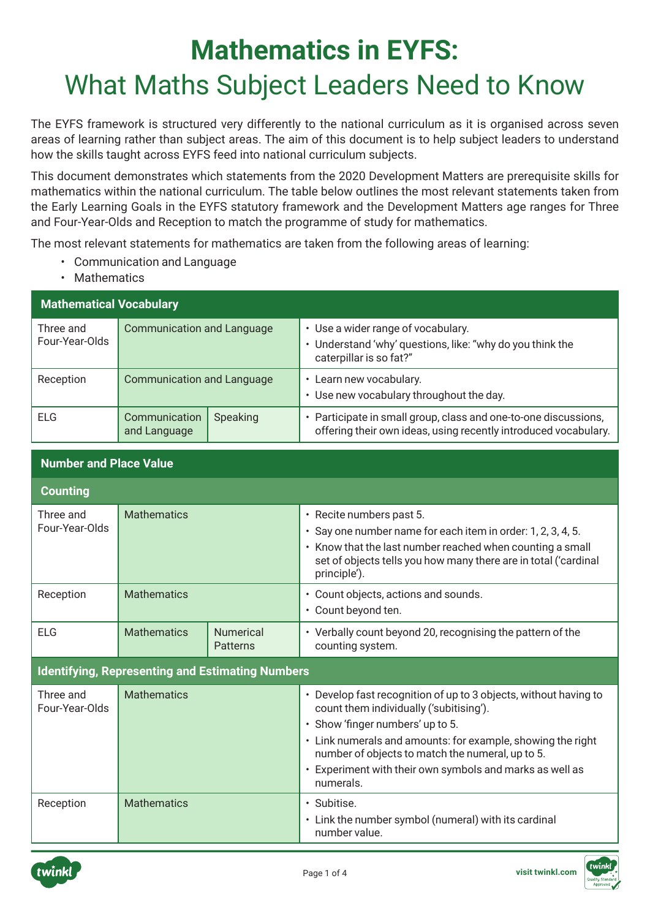# Mathematics in EYFS:
## What Maths Subject Leaders Need to Know

The EYFS framework is structured very differently to the national curriculum as it is organised across seven areas of learning rather than subject areas. The aim of this document is to help subject leaders to understand how the skills taught across EYFS feed into national curriculum subjects.

This document demonstrates which statements from the 2020 Development Matters are prerequisite skills for mathematics within the national curriculum. The table below outlines the most relevant statements taken from the Early Learning Goals in the EYFS statutory framework and the Development Matters age ranges for Three and Four-Year-Olds and Reception to match the programme of study for mathematics.

The most relevant statements for mathematics are taken from the following areas of learning:

- Communication and Language
- Mathematics

| Mathematical Vocabulary | | | |
|---|---|---|---|
| Three and Four-Year-Olds | Communication and Language | | • Use a wider range of vocabulary.<br>• Understand 'why' questions, like: "why do you think the caterpillar is so fat?" |
| Reception | Communication and Language | | • Learn new vocabulary.<br>• Use new vocabulary throughout the day. |
| ELG | Communication and Language | Speaking | • Participate in small group, class and one-to-one discussions, offering their own ideas, using recently introduced vocabulary. |

| Number and Place Value | | | |
|---|---|---|---|
| **Counting** | | | |
| Three and Four-Year-Olds | Mathematics | | • Recite numbers past 5.<br>• Say one number name for each item in order: 1, 2, 3, 4, 5.<br>• Know that the last number reached when counting a small set of objects tells you how many there are in total ('cardinal principle'). |
| Reception | Mathematics | | • Count objects, actions and sounds.<br>• Count beyond ten. |
| ELG | Mathematics | Numerical Patterns | • Verbally count beyond 20, recognising the pattern of the counting system. |
| **Identifying, Representing and Estimating Numbers** | | | |
| Three and Four-Year-Olds | Mathematics | | • Develop fast recognition of up to 3 objects, without having to count them individually ('subitising').<br>• Show 'finger numbers' up to 5.<br>• Link numerals and amounts: for example, showing the right number of objects to match the numeral, up to 5.<br>• Experiment with their own symbols and marks as well as numerals. |
| Reception | Mathematics | | • Subitise.<br>• Link the number symbol (numeral) with its cardinal number value. |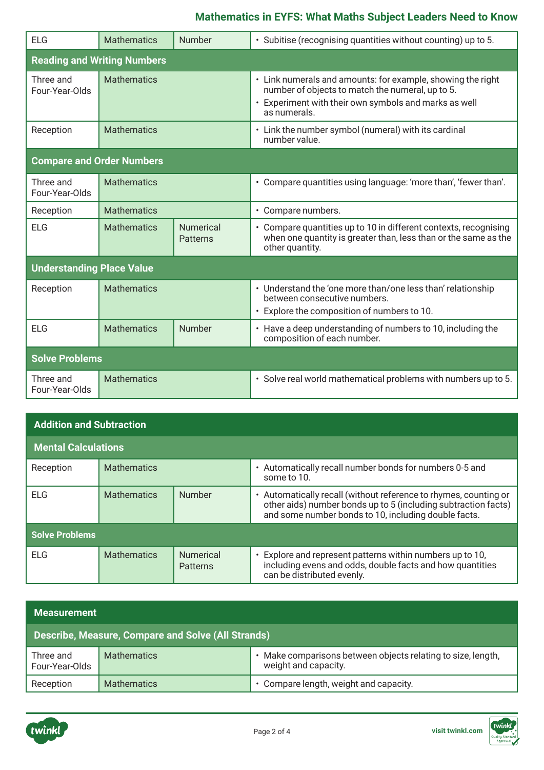| | | | |
|---|---|---|---|
| ELG | Mathematics | Number | • Subitise (recognising quantities without counting) up to 5. |
| **Reading and Writing Numbers** | | | |
| Three and Four-Year-Olds | Mathematics | | • Link numerals and amounts: for example, showing the right number of objects to match the numeral, up to 5.<br>• Experiment with their own symbols and marks as well as numerals. |
| Reception | Mathematics | | • Link the number symbol (numeral) with its cardinal number value. |
| **Compare and Order Numbers** | | | |
| Three and Four-Year-Olds | Mathematics | | • Compare quantities using language: 'more than', 'fewer than'. |
| Reception | Mathematics | | • Compare numbers. |
| ELG | Mathematics | Numerical Patterns | • Compare quantities up to 10 in different contexts, recognising when one quantity is greater than, less than or the same as the other quantity. |
| **Understanding Place Value** | | | |
| Reception | Mathematics | | • Understand the 'one more than/one less than' relationship between consecutive numbers.<br>• Explore the composition of numbers to 10. |
| ELG | Mathematics | Number | • Have a deep understanding of numbers to 10, including the composition of each number. |
| **Solve Problems** | | | |
| Three and Four-Year-Olds | Mathematics | | • Solve real world mathematical problems with numbers up to 5. |

| **Addition and Subtraction** | | | |
|---|---|---|---|
| **Mental Calculations** | | | |
| Reception | Mathematics | | • Automatically recall number bonds for numbers 0-5 and some to 10. |
| ELG | Mathematics | Number | • Automatically recall (without reference to rhymes, counting or other aids) number bonds up to 5 (including subtraction facts) and some number bonds to 10, including double facts. |
| **Solve Problems** | | | |
| ELG | Mathematics | Numerical Patterns | • Explore and represent patterns within numbers up to 10, including evens and odds, double facts and how quantities can be distributed evenly. |

| **Measurement** | | |
|---|---|---|
| **Describe, Measure, Compare and Solve (All Strands)** | | |
| Three and Four-Year-Olds | Mathematics | • Make comparisons between objects relating to size, length, weight and capacity. |
| Reception | Mathematics | • Compare length, weight and capacity. |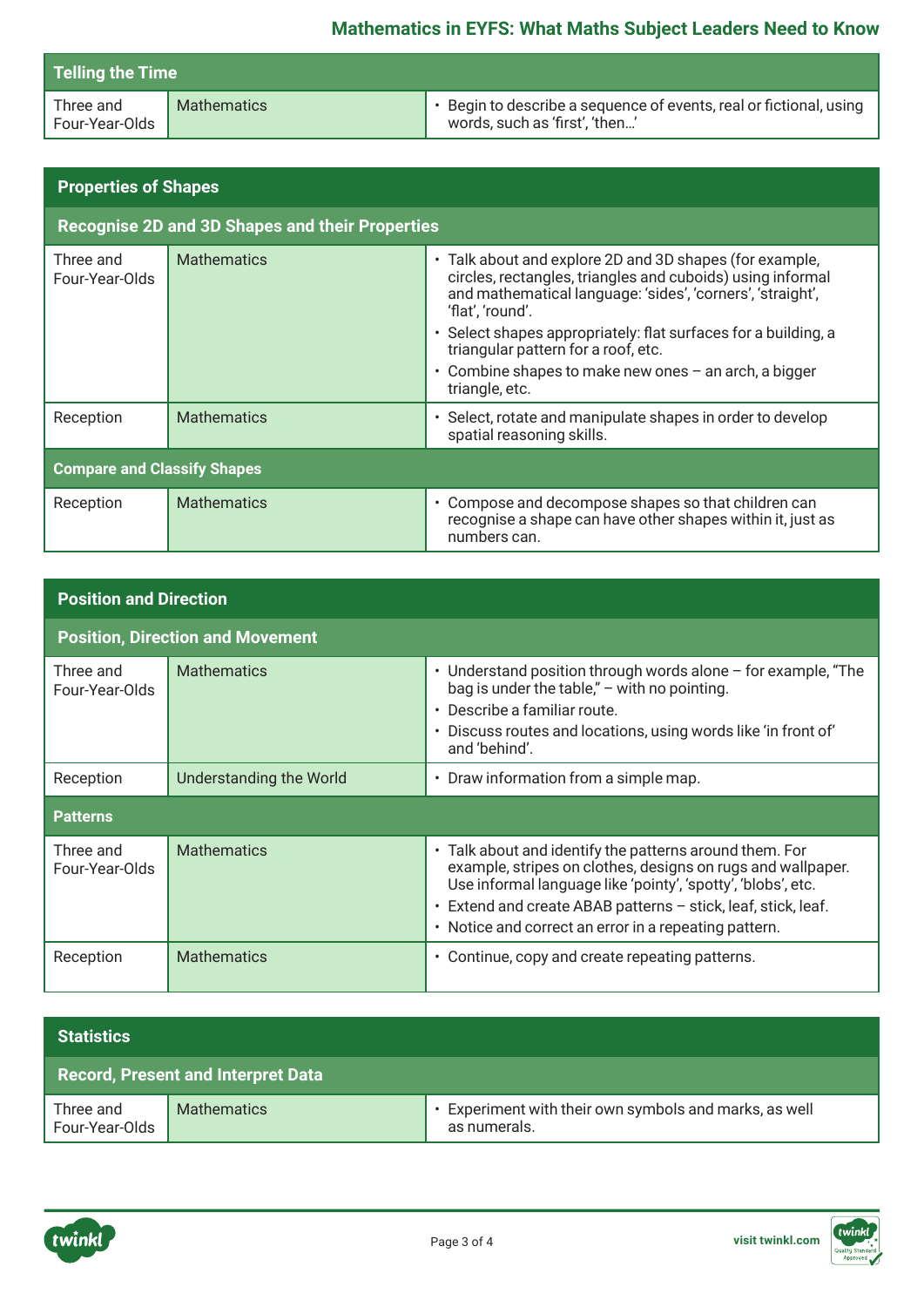### Telling the Time

| | | |
|---|---|---|
| Three and Four-Year-Olds | Mathematics | • Begin to describe a sequence of events, real or fictional, using words, such as 'first', 'then…' |

## Properties of Shapes

### Recognise 2D and 3D Shapes and their Properties

| | | |
|---|---|---|
| Three and Four-Year-Olds | Mathematics | • Talk about and explore 2D and 3D shapes (for example, circles, rectangles, triangles and cuboids) using informal and mathematical language: 'sides', 'corners', 'straight', 'flat', 'round'.<br>• Select shapes appropriately: flat surfaces for a building, a triangular pattern for a roof, etc.<br>• Combine shapes to make new ones – an arch, a bigger triangle, etc. |
| Reception | Mathematics | • Select, rotate and manipulate shapes in order to develop spatial reasoning skills. |

### Compare and Classify Shapes

| | | |
|---|---|---|
| Reception | Mathematics | • Compose and decompose shapes so that children can recognise a shape can have other shapes within it, just as numbers can. |

## Position and Direction

### Position, Direction and Movement

| | | |
|---|---|---|
| Three and Four-Year-Olds | Mathematics | • Understand position through words alone – for example, "The bag is under the table," – with no pointing.<br>• Describe a familiar route.<br>• Discuss routes and locations, using words like 'in front of' and 'behind'. |
| Reception | Understanding the World | • Draw information from a simple map. |

### Patterns

| | | |
|---|---|---|
| Three and Four-Year-Olds | Mathematics | • Talk about and identify the patterns around them. For example, stripes on clothes, designs on rugs and wallpaper. Use informal language like 'pointy', 'spotty', 'blobs', etc.<br>• Extend and create ABAB patterns – stick, leaf, stick, leaf.<br>• Notice and correct an error in a repeating pattern. |
| Reception | Mathematics | • Continue, copy and create repeating patterns. |

## Statistics

### Record, Present and Interpret Data

| | | |
|---|---|---|
| Three and Four-Year-Olds | Mathematics | • Experiment with their own symbols and marks, as well as numerals. |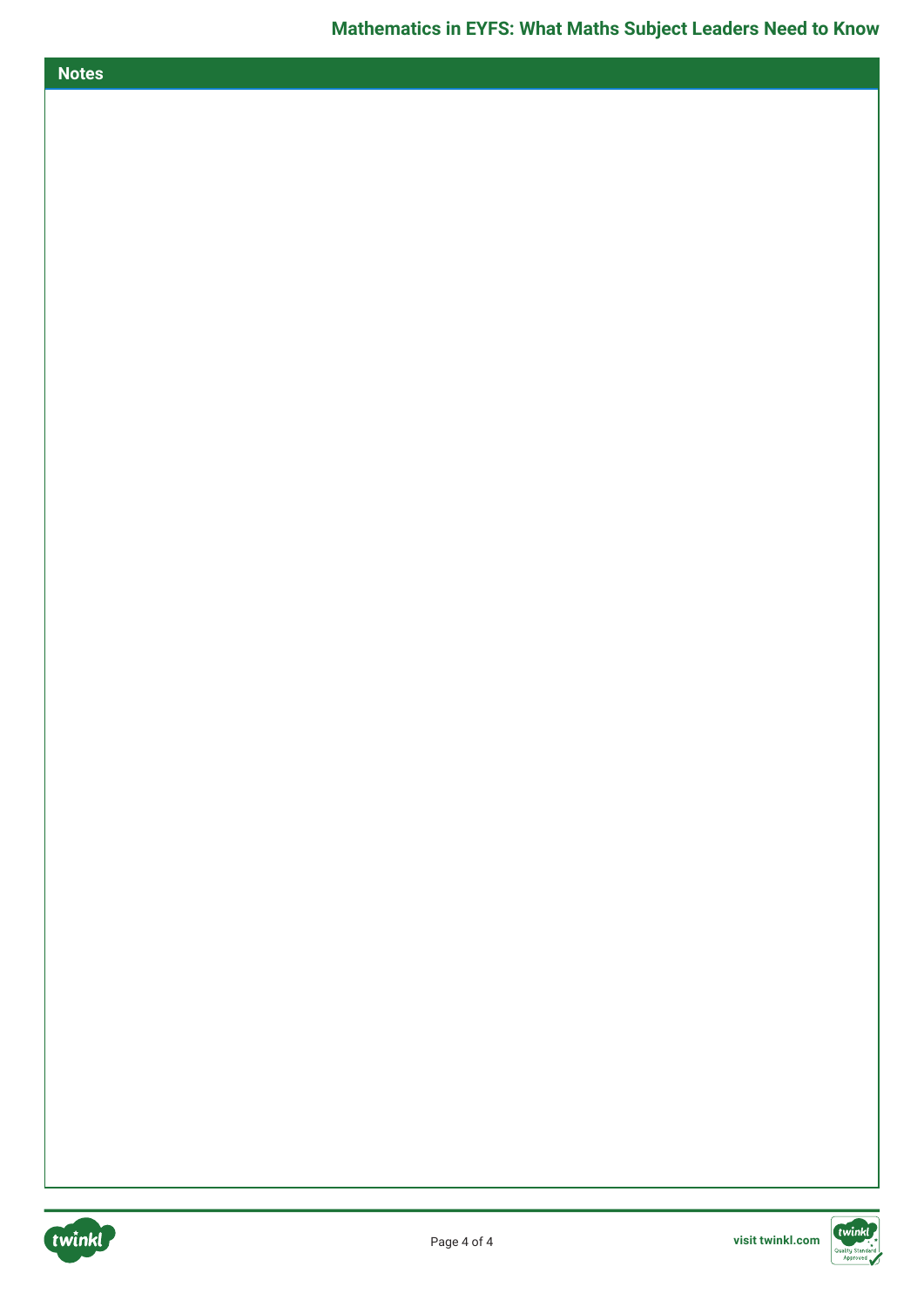## Notes